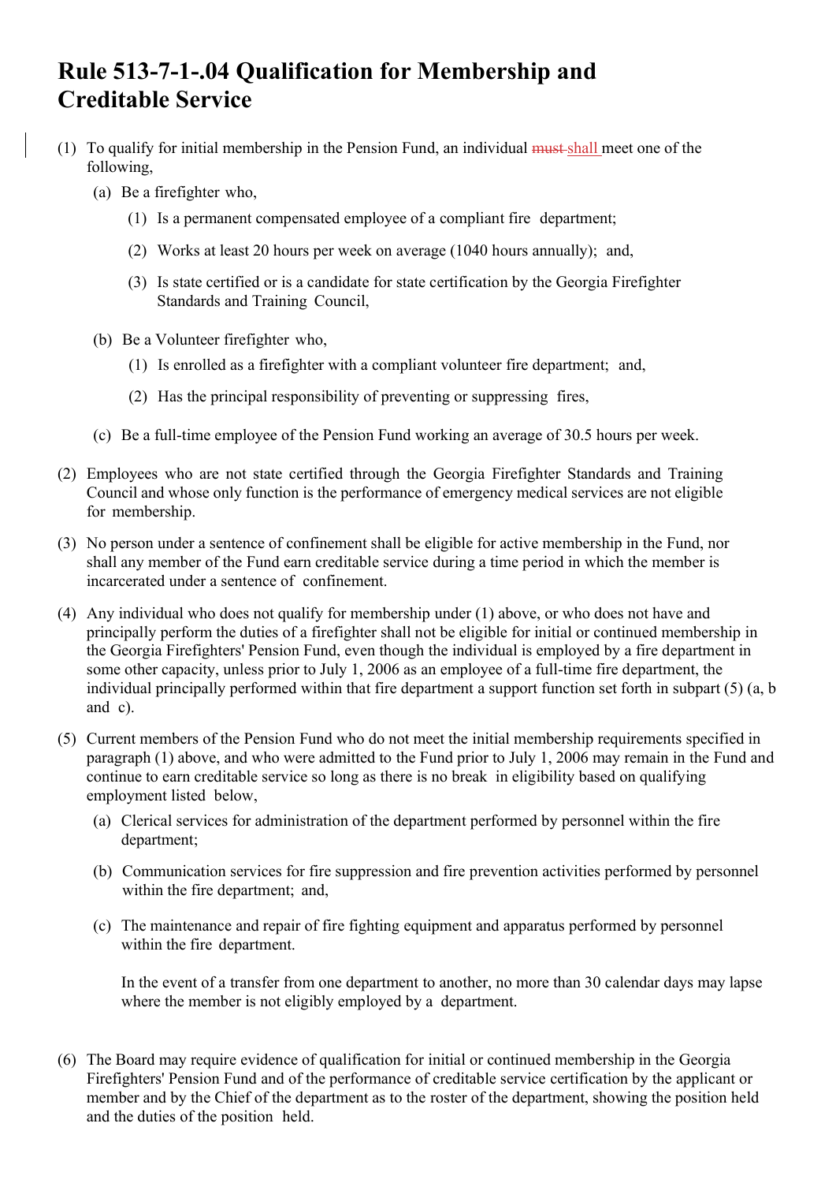# Rule 513-7-1-.04 Qualification for Membership and Creditable Service

(1) To qualify for initial membership in the Pension Fund, an individual ~~must~~ shall meet one of the following,

   (a) Be a firefighter who,

      (1) Is a permanent compensated employee of a compliant fire department;

      (2) Works at least 20 hours per week on average (1040 hours annually); and,

      (3) Is state certified or is a candidate for state certification by the Georgia Firefighter Standards and Training Council,

   (b) Be a Volunteer firefighter who,

      (1) Is enrolled as a firefighter with a compliant volunteer fire department; and,

      (2) Has the principal responsibility of preventing or suppressing fires,

   (c) Be a full-time employee of the Pension Fund working an average of 30.5 hours per week.

(2) Employees who are not state certified through the Georgia Firefighter Standards and Training Council and whose only function is the performance of emergency medical services are not eligible for membership.

(3) No person under a sentence of confinement shall be eligible for active membership in the Fund, nor shall any member of the Fund earn creditable service during a time period in which the member is incarcerated under a sentence of confinement.

(4) Any individual who does not qualify for membership under (1) above, or who does not have and principally perform the duties of a firefighter shall not be eligible for initial or continued membership in the Georgia Firefighters' Pension Fund, even though the individual is employed by a fire department in some other capacity, unless prior to July 1, 2006 as an employee of a full-time fire department, the individual principally performed within that fire department a support function set forth in subpart (5) (a, b and c).

(5) Current members of the Pension Fund who do not meet the initial membership requirements specified in paragraph (1) above, and who were admitted to the Fund prior to July 1, 2006 may remain in the Fund and continue to earn creditable service so long as there is no break in eligibility based on qualifying employment listed below,

   (a) Clerical services for administration of the department performed by personnel within the fire department;

   (b) Communication services for fire suppression and fire prevention activities performed by personnel within the fire department; and,

   (c) The maintenance and repair of fire fighting equipment and apparatus performed by personnel within the fire department.

   In the event of a transfer from one department to another, no more than 30 calendar days may lapse where the member is not eligibly employed by a department.

(6) The Board may require evidence of qualification for initial or continued membership in the Georgia Firefighters' Pension Fund and of the performance of creditable service certification by the applicant or member and by the Chief of the department as to the roster of the department, showing the position held and the duties of the position held.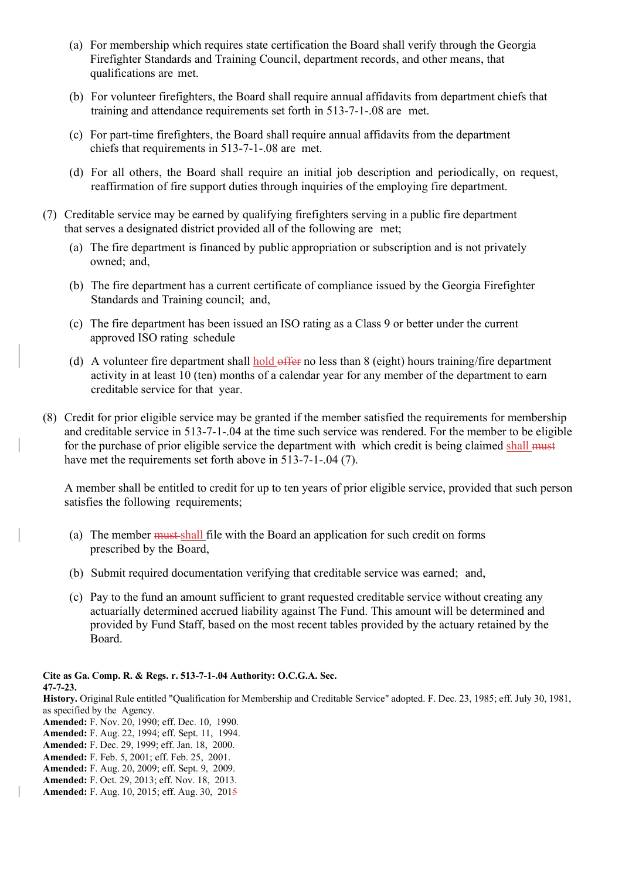(a) For membership which requires state certification the Board shall verify through the Georgia Firefighter Standards and Training Council, department records, and other means, that qualifications are met.

(b) For volunteer firefighters, the Board shall require annual affidavits from department chiefs that training and attendance requirements set forth in 513-7-1-.08 are met.

(c) For part-time firefighters, the Board shall require annual affidavits from the department chiefs that requirements in 513-7-1-.08 are met.

(d) For all others, the Board shall require an initial job description and periodically, on request, reaffirmation of fire support duties through inquiries of the employing fire department.

(7) Creditable service may be earned by qualifying firefighters serving in a public fire department that serves a designated district provided all of the following are met;

(a) The fire department is financed by public appropriation or subscription and is not privately owned; and,

(b) The fire department has a current certificate of compliance issued by the Georgia Firefighter Standards and Training council; and,

(c) The fire department has been issued an ISO rating as a Class 9 or better under the current approved ISO rating schedule

(d) A volunteer fire department shall <u>hold</u> ~~offer~~ no less than 8 (eight) hours training/fire department activity in at least 10 (ten) months of a calendar year for any member of the department to earn creditable service for that year.

(8) Credit for prior eligible service may be granted if the member satisfied the requirements for membership and creditable service in 513-7-1-.04 at the time such service was rendered. For the member to be eligible for the purchase of prior eligible service the department with which credit is being claimed <u>shall</u> ~~must~~ have met the requirements set forth above in 513-7-1-.04 (7).

A member shall be entitled to credit for up to ten years of prior eligible service, provided that such person satisfies the following requirements;

(a) The member ~~must~~ <u>shall</u> file with the Board an application for such credit on forms prescribed by the Board,

(b) Submit required documentation verifying that creditable service was earned; and,

(c) Pay to the fund an amount sufficient to grant requested creditable service without creating any actuarially determined accrued liability against The Fund. This amount will be determined and provided by Fund Staff, based on the most recent tables provided by the actuary retained by the Board.

**Cite as Ga. Comp. R. & Regs. r. 513-7-1-.04 Authority: O.C.G.A. Sec. 47-7-23.**

**History.** Original Rule entitled "Qualification for Membership and Creditable Service" adopted. F. Dec. 23, 1985; eff. July 30, 1981, as specified by the Agency.

**Amended:** F. Nov. 20, 1990; eff. Dec. 10, 1990.

**Amended:** F. Aug. 22, 1994; eff. Sept. 11, 1994.

**Amended:** F. Dec. 29, 1999; eff. Jan. 18, 2000.

**Amended:** F. Feb. 5, 2001; eff. Feb. 25, 2001.

**Amended:** F. Aug. 20, 2009; eff. Sept. 9, 2009.

**Amended:** F. Oct. 29, 2013; eff. Nov. 18, 2013.

**Amended:** F. Aug. 10, 2015; eff. Aug. 30, 201~~5~~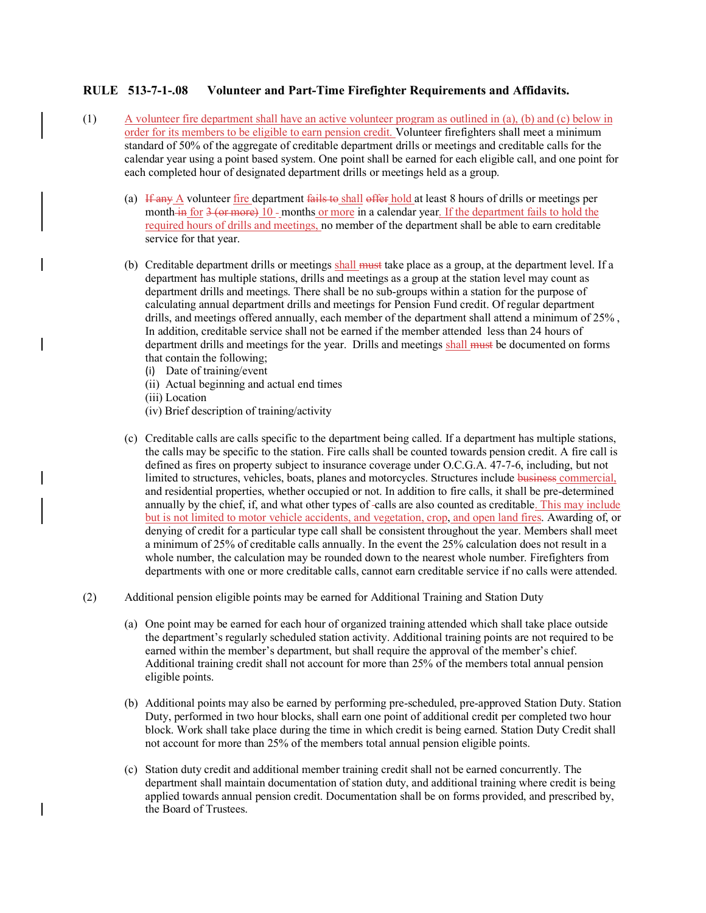**RULE 513-7-1-.08 Volunteer and Part-Time Firefighter Requirements and Affidavits.**

(1) A volunteer fire department shall have an active volunteer program as outlined in (a), (b) and (c) below in order for its members to be eligible to earn pension credit. Volunteer firefighters shall meet a minimum standard of 50% of the aggregate of creditable department drills or meetings and creditable calls for the calendar year using a point based system. One point shall be earned for each eligible call, and one point for each completed hour of designated department drills or meetings held as a group.

(a) ~~If any~~ A volunteer fire department ~~fails to~~ shall ~~offer~~ hold at least 8 hours of drills or meetings per month ~~in~~ for ~~3 (or more)~~ 10 months or more in a calendar year. If the department fails to hold the required hours of drills and meetings, no member of the department shall be able to earn creditable service for that year.

(b) Creditable department drills or meetings shall ~~must~~ take place as a group, at the department level. If a department has multiple stations, drills and meetings as a group at the station level may count as department drills and meetings. There shall be no sub-groups within a station for the purpose of calculating annual department drills and meetings for Pension Fund credit. Of regular department drills, and meetings offered annually, each member of the department shall attend a minimum of 25% , In addition, creditable service shall not be earned if the member attended less than 24 hours of department drills and meetings for the year. Drills and meetings shall ~~must~~ be documented on forms that contain the following;

(i) Date of training/event
(ii) Actual beginning and actual end times
(iii) Location
(iv) Brief description of training/activity

(c) Creditable calls are calls specific to the department being called. If a department has multiple stations, the calls may be specific to the station. Fire calls shall be counted towards pension credit. A fire call is defined as fires on property subject to insurance coverage under O.C.G.A. 47-7-6, including, but not limited to structures, vehicles, boats, planes and motorcycles. Structures include ~~business~~ commercial, and residential properties, whether occupied or not. In addition to fire calls, it shall be pre-determined annually by the chief, if, and what other types of calls are also counted as creditable. This may include but is not limited to motor vehicle accidents, and vegetation, crop, and open land fires. Awarding of, or denying of credit for a particular type call shall be consistent throughout the year. Members shall meet a minimum of 25% of creditable calls annually. In the event the 25% calculation does not result in a whole number, the calculation may be rounded down to the nearest whole number. Firefighters from departments with one or more creditable calls, cannot earn creditable service if no calls were attended.

(2) Additional pension eligible points may be earned for Additional Training and Station Duty

(a) One point may be earned for each hour of organized training attended which shall take place outside the department's regularly scheduled station activity. Additional training points are not required to be earned within the member's department, but shall require the approval of the member's chief. Additional training credit shall not account for more than 25% of the members total annual pension eligible points.

(b) Additional points may also be earned by performing pre-scheduled, pre-approved Station Duty. Station Duty, performed in two hour blocks, shall earn one point of additional credit per completed two hour block. Work shall take place during the time in which credit is being earned. Station Duty Credit shall not account for more than 25% of the members total annual pension eligible points.

(c) Station duty credit and additional member training credit shall not be earned concurrently. The department shall maintain documentation of station duty, and additional training where credit is being applied towards annual pension credit. Documentation shall be on forms provided, and prescribed by, the Board of Trustees.